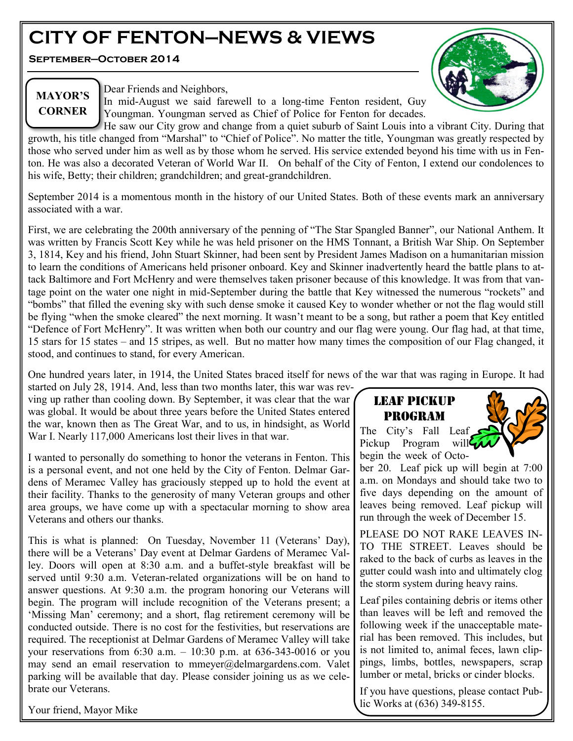# CITY OF FENTON—NEWS & VIEWS

**September—October 2014**

## MAYOR'S CORNER

Dear Friends and Neighbors,

In mid-August we said farewell to a long-time Fenton resident, Guy Youngman. Youngman served as Chief of Police for Fenton for decades. He saw our City grow and change from a quiet suburb of Saint Louis into a vibrant City. During that growth, his title changed from "Marshal" to "Chief of Police". No matter the title, Youngman was greatly respected by those who served under him as well as by those whom he served. His service extended beyond his time with us in Fenton. He was also a decorated Veteran of World War II. On behalf of the City of Fenton, I extend our condolences to his wife, Betty; their children; grandchildren; and great-grandchildren.

September 2014 is a momentous month in the history of our United States. Both of these events mark an anniversary associated with a war.

First, we are celebrating the 200th anniversary of the penning of "The Star Spangled Banner", our National Anthem. It was written by Francis Scott Key while he was held prisoner on the HMS Tonnant, a British War Ship. On September 3, 1814, Key and his friend, John Stuart Skinner, had been sent by President James Madison on a humanitarian mission to learn the conditions of Americans held prisoner onboard. Key and Skinner inadvertently heard the battle plans to attack Baltimore and Fort McHenry and were themselves taken prisoner because of this knowledge. It was from that vantage point on the water one night in mid-September during the battle that Key witnessed the numerous "rockets" and "bombs" that filled the evening sky with such dense smoke it caused Key to wonder whether or not the flag would still be flying "when the smoke cleared" the next morning. It wasn't meant to be a song, but rather a poem that Key entitled "Defence of Fort McHenry". It was written when both our country and our flag were young. Our flag had, at that time, 15 stars for 15 states – and 15 stripes, as well. But no matter how many times the composition of our Flag changed, it stood, and continues to stand, for every American.

One hundred years later, in 1914, the United States braced itself for news of the war that was raging in Europe. It had started on July 28, 1914. And, less than two months later, this war was revving up rather than cooling down. By September, it was clear that the war was global. It would be about three years before the United States entered the war, known then as The Great War, and to us, in hindsight, as World War I. Nearly 117,000 Americans lost their lives in that war.

I wanted to personally do something to honor the veterans in Fenton. This is a personal event, and not one held by the City of Fenton. Delmar Gardens of Meramec Valley has graciously stepped up to hold the event at their facility. Thanks to the generosity of many Veteran groups and other area groups, we have come up with a spectacular morning to show area Veterans and others our thanks.

This is what is planned: On Tuesday, November 11 (Veterans' Day), there will be a Veterans' Day event at Delmar Gardens of Meramec Valley. Doors will open at 8:30 a.m. and a buffet-style breakfast will be served until 9:30 a.m. Veteran-related organizations will be on hand to answer questions. At 9:30 a.m. the program honoring our Veterans will begin. The program will include recognition of the Veterans present; a 'Missing Man' ceremony; and a short, flag retirement ceremony will be conducted outside. There is no cost for the festivities, but reservations are required. The receptionist at Delmar Gardens of Meramec Valley will take your reservations from 6:30 a.m. – 10:30 p.m. at 636-343-0016 or you may send an email reservation to mmeyer@delmargardens.com. Valet parking will be available that day. Please consider joining us as we celebrate our Veterans.

Your friend, Mayor Mike

## LEAF PICKUP PROGRAM

The City's Fall Leaf Pickup Program will begin the week of October 20. Leaf pick up will begin at 7:00 a.m. on Mondays and should take two to five days depending on the amount of leaves being removed. Leaf pickup will run through the week of December 15.

PLEASE DO NOT RAKE LEAVES INTO THE STREET. Leaves should be raked to the back of curbs as leaves in the gutter could wash into and ultimately clog the storm system during heavy rains.

Leaf piles containing debris or items other than leaves will be left and removed the following week if the unacceptable material has been removed. This includes, but is not limited to, animal feces, lawn clippings, limbs, bottles, newspapers, scrap lumber or metal, bricks or cinder blocks.

If you have questions, please contact Public Works at (636) 349-8155.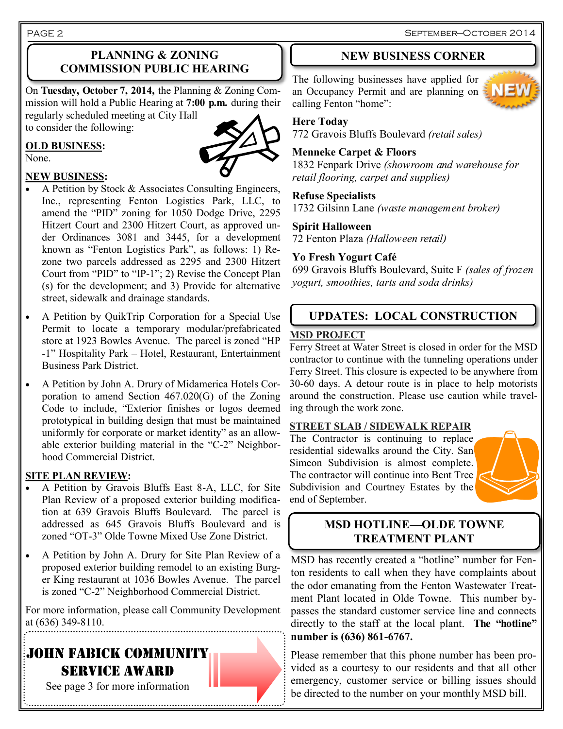## PLANNING & ZONING COMMISSION PUBLIC HEARING

On **Tuesday, October 7, 2014,** the Planning & Zoning Commission will hold a Public Hearing at **7:00 p.m.** during their regularly scheduled meeting at City Hall to consider the following:

**OLD BUSINESS:**
None.

**NEW BUSINESS:**

- A Petition by Stock & Associates Consulting Engineers, Inc., representing Fenton Logistics Park, LLC, to amend the "PID" zoning for 1050 Dodge Drive, 2295 Hitzert Court and 2300 Hitzert Court, as approved under Ordinances 3081 and 3445, for a development known as "Fenton Logistics Park", as follows: 1) Rezone two parcels addressed as 2295 and 2300 Hitzert Court from "PID" to "IP-1"; 2) Revise the Concept Plan (s) for the development; and 3) Provide for alternative street, sidewalk and drainage standards.
- A Petition by QuikTrip Corporation for a Special Use Permit to locate a temporary modular/prefabricated store at 1923 Bowles Avenue. The parcel is zoned "HP-1" Hospitality Park – Hotel, Restaurant, Entertainment Business Park District.
- A Petition by John A. Drury of Midamerica Hotels Corporation to amend Section 467.020(G) of the Zoning Code to include, "Exterior finishes or logos deemed prototypical in building design that must be maintained uniformly for corporate or market identity" as an allowable exterior building material in the "C-2" Neighborhood Commercial District.

**SITE PLAN REVIEW:**

- A Petition by Gravois Bluffs East 8-A, LLC, for Site Plan Review of a proposed exterior building modification at 639 Gravois Bluffs Boulevard. The parcel is addressed as 645 Gravois Bluffs Boulevard and is zoned "OT-3" Olde Towne Mixed Use Zone District.
- A Petition by John A. Drury for Site Plan Review of a proposed exterior building remodel to an existing Burger King restaurant at 1036 Bowles Avenue. The parcel is zoned "C-2" Neighborhood Commercial District.

For more information, please call Community Development at (636) 349-8110.

## JOHN FABICK COMMUNITY SERVICE AWARD

See page 3 for more information

## NEW BUSINESS CORNER

The following businesses have applied for an Occupancy Permit and are planning on calling Fenton "home":

**Here Today**
772 Gravois Bluffs Boulevard *(retail sales)*

**Menneke Carpet & Floors**
1832 Fenpark Drive *(showroom and warehouse for retail flooring, carpet and supplies)*

**Refuse Specialists**
1732 Gilsinn Lane *(waste management broker)*

**Spirit Halloween**
72 Fenton Plaza *(Halloween retail)*

**Yo Fresh Yogurt Café**
699 Gravois Bluffs Boulevard, Suite F *(sales of frozen yogurt, smoothies, tarts and soda drinks)*

## UPDATES: LOCAL CONSTRUCTION

**MSD PROJECT**

Ferry Street at Water Street is closed in order for the MSD contractor to continue with the tunneling operations under Ferry Street. This closure is expected to be anywhere from 30-60 days. A detour route is in place to help motorists around the construction. Please use caution while traveling through the work zone.

**STREET SLAB / SIDEWALK REPAIR**

The Contractor is continuing to replace residential sidewalks around the City. San Simeon Subdivision is almost complete. The contractor will continue into Bent Tree Subdivision and Courtney Estates by the end of September.

## MSD HOTLINE—OLDE TOWNE TREATMENT PLANT

MSD has recently created a "hotline" number for Fenton residents to call when they have complaints about the odor emanating from the Fenton Wastewater Treatment Plant located in Olde Towne. This number bypasses the standard customer service line and connects directly to the staff at the local plant. **The "hotline" number is (636) 861-6767.**

Please remember that this phone number has been provided as a courtesy to our residents and that all other emergency, customer service or billing issues should be directed to the number on your monthly MSD bill.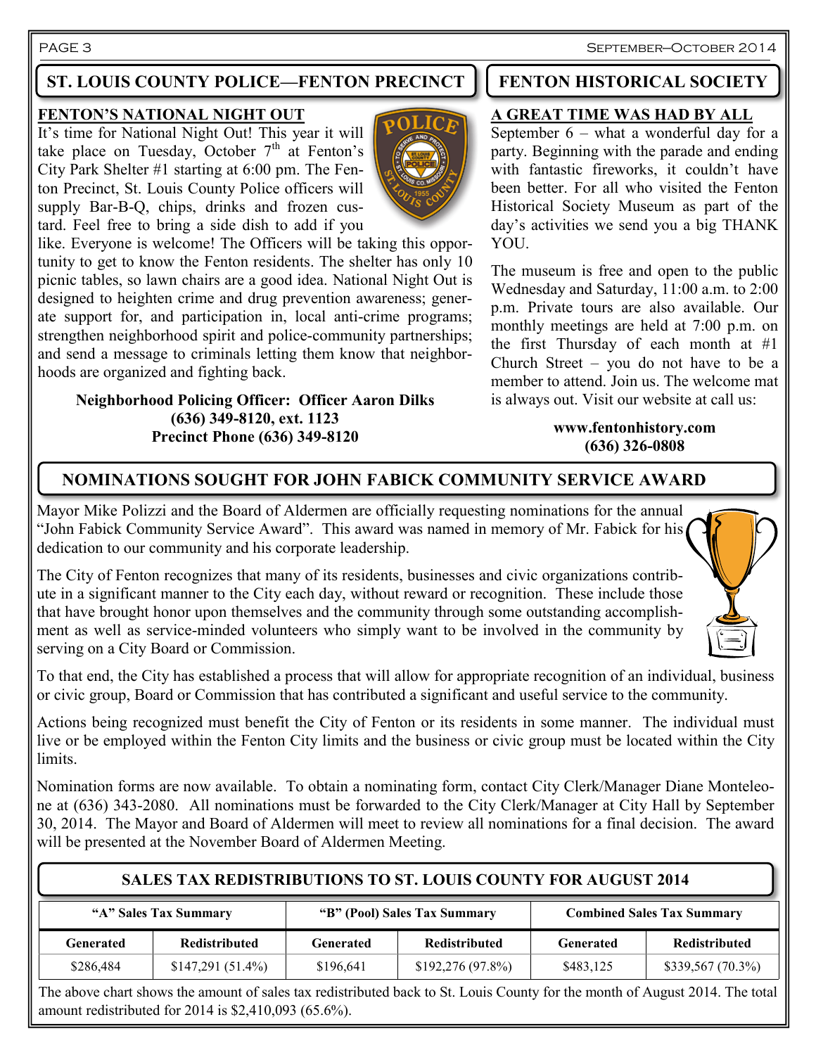## ST. LOUIS COUNTY POLICE—FENTON PRECINCT

### FENTON'S NATIONAL NIGHT OUT

It's time for National Night Out! This year it will take place on Tuesday, October 7th at Fenton's City Park Shelter #1 starting at 6:00 pm. The Fenton Precinct, St. Louis County Police officers will supply Bar-B-Q, chips, drinks and frozen custard. Feel free to bring a side dish to add if you like. Everyone is welcome! The Officers will be taking this opportunity to get to know the Fenton residents. The shelter has only 10 picnic tables, so lawn chairs are a good idea. National Night Out is designed to heighten crime and drug prevention awareness; generate support for, and participation in, local anti-crime programs; strengthen neighborhood spirit and police-community partnerships; and send a message to criminals letting them know that neighborhoods are organized and fighting back.

**Neighborhood Policing Officer: Officer Aaron Dilks**
**(636) 349-8120, ext. 1123**
**Precinct Phone (636) 349-8120**

## FENTON HISTORICAL SOCIETY

### A GREAT TIME WAS HAD BY ALL

September 6 – what a wonderful day for a party. Beginning with the parade and ending with fantastic fireworks, it couldn't have been better. For all who visited the Fenton Historical Society Museum as part of the day's activities we send you a big THANK YOU.

The museum is free and open to the public Wednesday and Saturday, 11:00 a.m. to 2:00 p.m. Private tours are also available. Our monthly meetings are held at 7:00 p.m. on the first Thursday of each month at #1 Church Street – you do not have to be a member to attend. Join us. The welcome mat is always out. Visit our website at call us:

**www.fentonhistory.com**
**(636) 326-0808**

## NOMINATIONS SOUGHT FOR JOHN FABICK COMMUNITY SERVICE AWARD

Mayor Mike Polizzi and the Board of Aldermen are officially requesting nominations for the annual "John Fabick Community Service Award". This award was named in memory of Mr. Fabick for his dedication to our community and his corporate leadership.

The City of Fenton recognizes that many of its residents, businesses and civic organizations contribute in a significant manner to the City each day, without reward or recognition. These include those that have brought honor upon themselves and the community through some outstanding accomplishment as well as service-minded volunteers who simply want to be involved in the community by serving on a City Board or Commission.

To that end, the City has established a process that will allow for appropriate recognition of an individual, business or civic group, Board or Commission that has contributed a significant and useful service to the community.

Actions being recognized must benefit the City of Fenton or its residents in some manner. The individual must live or be employed within the Fenton City limits and the business or civic group must be located within the City limits.

Nomination forms are now available. To obtain a nominating form, contact City Clerk/Manager Diane Monteleone at (636) 343-2080. All nominations must be forwarded to the City Clerk/Manager at City Hall by September 30, 2014. The Mayor and Board of Aldermen will meet to review all nominations for a final decision. The award will be presented at the November Board of Aldermen Meeting.

## SALES TAX REDISTRIBUTIONS TO ST. LOUIS COUNTY FOR AUGUST 2014

| "A" Sales Tax Summary | | "B" (Pool) Sales Tax Summary | | Combined Sales Tax Summary | |
|---|---|---|---|---|---|
| **Generated** | **Redistributed** | **Generated** | **Redistributed** | **Generated** | **Redistributed** |
| $286,484 | $147,291 (51.4%) | $196,641 | $192,276 (97.8%) | $483,125 | $339,567 (70.3%) |

The above chart shows the amount of sales tax redistributed back to St. Louis County for the month of August 2014. The total amount redistributed for 2014 is $2,410,093 (65.6%).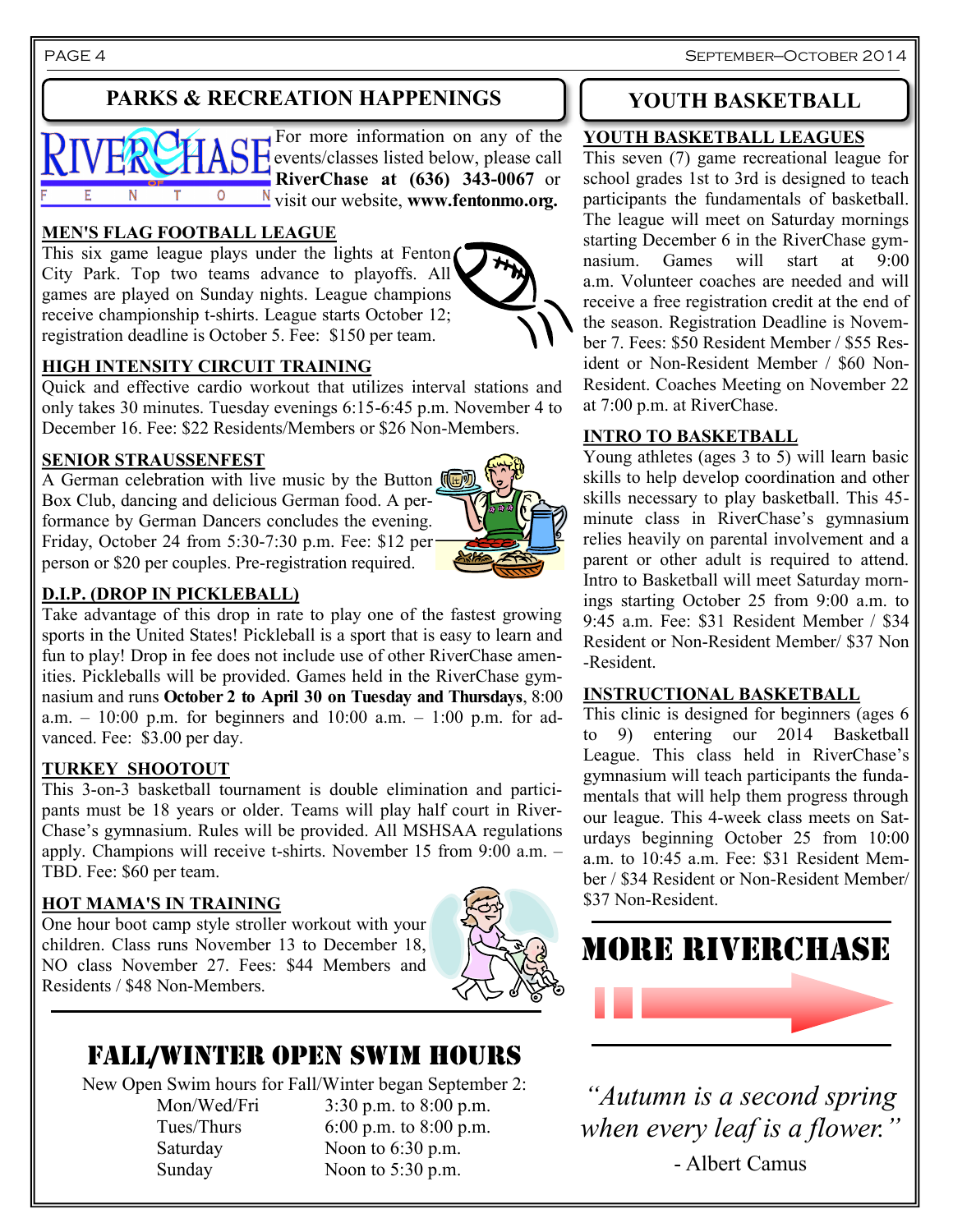## PARKS & RECREATION HAPPENINGS

For more information on any of the events/classes listed below, please call **RiverChase at (636) 343-0067** or visit our website, **www.fentonmo.org.**

### MEN'S FLAG FOOTBALL LEAGUE

This six game league plays under the lights at Fenton City Park. Top two teams advance to playoffs. All games are played on Sunday nights. League champions receive championship t-shirts. League starts October 12; registration deadline is October 5. Fee: $150 per team.

### HIGH INTENSITY CIRCUIT TRAINING

Quick and effective cardio workout that utilizes interval stations and only takes 30 minutes. Tuesday evenings 6:15-6:45 p.m. November 4 to December 16. Fee: $22 Residents/Members or $26 Non-Members.

### SENIOR STRAUSSENFEST

A German celebration with live music by the Button Box Club, dancing and delicious German food. A performance by German Dancers concludes the evening. Friday, October 24 from 5:30-7:30 p.m. Fee: $12 per person or $20 per couples. Pre-registration required.

### D.I.P. (DROP IN PICKLEBALL)

Take advantage of this drop in rate to play one of the fastest growing sports in the United States! Pickleball is a sport that is easy to learn and fun to play! Drop in fee does not include use of other RiverChase amenities. Pickleballs will be provided. Games held in the RiverChase gymnasium and runs **October 2 to April 30 on Tuesday and Thursdays**, 8:00 a.m. – 10:00 p.m. for beginners and 10:00 a.m. – 1:00 p.m. for advanced. Fee: $3.00 per day.

### TURKEY SHOOTOUT

This 3-on-3 basketball tournament is double elimination and participants must be 18 years or older. Teams will play half court in RiverChase's gymnasium. Rules will be provided. All MSHSAA regulations apply. Champions will receive t-shirts. November 15 from 9:00 a.m. – TBD. Fee: $60 per team.

### HOT MAMA'S IN TRAINING

One hour boot camp style stroller workout with your children. Class runs November 13 to December 18, NO class November 27. Fees: $44 Members and Residents / $48 Non-Members.

## FALL/WINTER OPEN SWIM HOURS

New Open Swim hours for Fall/Winter began September 2:

| | |
|---|---|
| Mon/Wed/Fri | 3:30 p.m. to 8:00 p.m. |
| Tues/Thurs | 6:00 p.m. to 8:00 p.m. |
| Saturday | Noon to 6:30 p.m. |
| Sunday | Noon to 5:30 p.m. |

## YOUTH BASKETBALL

### YOUTH BASKETBALL LEAGUES

This seven (7) game recreational league for school grades 1st to 3rd is designed to teach participants the fundamentals of basketball. The league will meet on Saturday mornings starting December 6 in the RiverChase gymnasium. Games will start at 9:00 a.m. Volunteer coaches are needed and will receive a free registration credit at the end of the season. Registration Deadline is November 7. Fees: $50 Resident Member / $55 Resident or Non-Resident Member / $60 Non-Resident. Coaches Meeting on November 22 at 7:00 p.m. at RiverChase.

### INTRO TO BASKETBALL

Young athletes (ages 3 to 5) will learn basic skills to help develop coordination and other skills necessary to play basketball. This 45-minute class in RiverChase's gymnasium relies heavily on parental involvement and a parent or other adult is required to attend. Intro to Basketball will meet Saturday mornings starting October 25 from 9:00 a.m. to 9:45 a.m. Fee: $31 Resident Member / $34 Resident or Non-Resident Member/ $37 Non-Resident.

### INSTRUCTIONAL BASKETBALL

This clinic is designed for beginners (ages 6 to 9) entering our 2014 Basketball League. This class held in RiverChase's gymnasium will teach participants the fundamentals that will help them progress through our league. This 4-week class meets on Saturdays beginning October 25 from 10:00 a.m. to 10:45 a.m. Fee: $31 Resident Member / $34 Resident or Non-Resident Member/ $37 Non-Resident.

## MORE RIVERCHASE

*"Autumn is a second spring when every leaf is a flower."*

- Albert Camus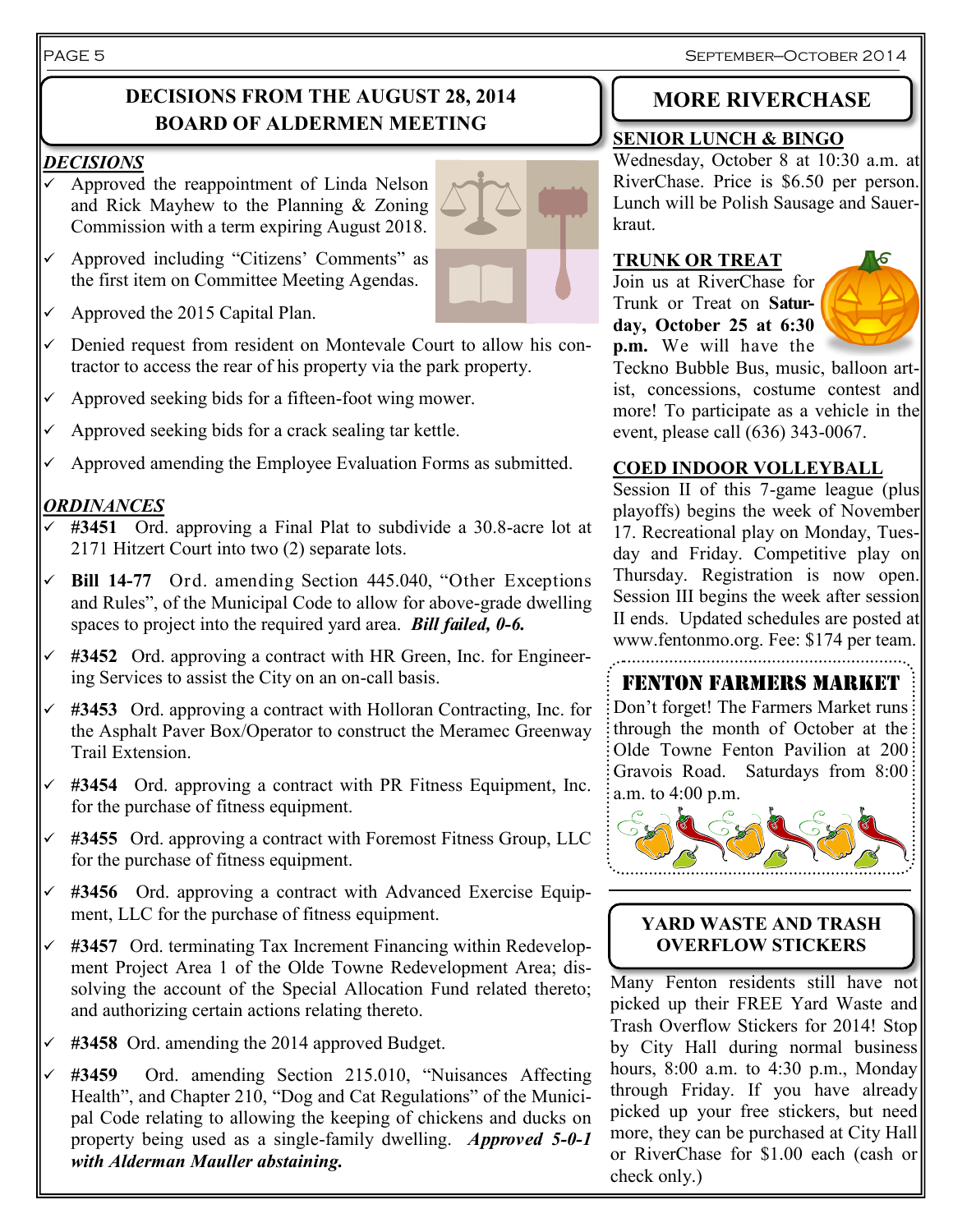## DECISIONS FROM THE AUGUST 28, 2014 BOARD OF ALDERMEN MEETING

### *DECISIONS*

- ✓ Approved the reappointment of Linda Nelson and Rick Mayhew to the Planning & Zoning Commission with a term expiring August 2018.
- ✓ Approved including "Citizens' Comments" as the first item on Committee Meeting Agendas.
- ✓ Approved the 2015 Capital Plan.
- ✓ Denied request from resident on Montevale Court to allow his contractor to access the rear of his property via the park property.
- ✓ Approved seeking bids for a fifteen-foot wing mower.
- ✓ Approved seeking bids for a crack sealing tar kettle.
- ✓ Approved amending the Employee Evaluation Forms as submitted.

### *ORDINANCES*

- ✓ **#3451** Ord. approving a Final Plat to subdivide a 30.8-acre lot at 2171 Hitzert Court into two (2) separate lots.
- ✓ **Bill 14-77** Ord. amending Section 445.040, "Other Exceptions and Rules", of the Municipal Code to allow for above-grade dwelling spaces to project into the required yard area. ***Bill failed, 0-6.***
- ✓ **#3452** Ord. approving a contract with HR Green, Inc. for Engineering Services to assist the City on an on-call basis.
- ✓ **#3453** Ord. approving a contract with Holloran Contracting, Inc. for the Asphalt Paver Box/Operator to construct the Meramec Greenway Trail Extension.
- ✓ **#3454** Ord. approving a contract with PR Fitness Equipment, Inc. for the purchase of fitness equipment.
- ✓ **#3455** Ord. approving a contract with Foremost Fitness Group, LLC for the purchase of fitness equipment.
- ✓ **#3456** Ord. approving a contract with Advanced Exercise Equipment, LLC for the purchase of fitness equipment.
- ✓ **#3457** Ord. terminating Tax Increment Financing within Redevelopment Project Area 1 of the Olde Towne Redevelopment Area; dissolving the account of the Special Allocation Fund related thereto; and authorizing certain actions relating thereto.
- ✓ **#3458** Ord. amending the 2014 approved Budget.
- ✓ **#3459** Ord. amending Section 215.010, "Nuisances Affecting Health", and Chapter 210, "Dog and Cat Regulations" of the Municipal Code relating to allowing the keeping of chickens and ducks on property being used as a single-family dwelling. ***Approved 5-0-1 with Alderman Mauller abstaining.***

## MORE RIVERCHASE

### SENIOR LUNCH & BINGO

Wednesday, October 8 at 10:30 a.m. at RiverChase. Price is $6.50 per person. Lunch will be Polish Sausage and Sauerkraut.

### TRUNK OR TREAT

Join us at RiverChase for Trunk or Treat on **Saturday, October 25 at 6:30 p.m.** We will have the Teckno Bubble Bus, music, balloon artist, concessions, costume contest and more! To participate as a vehicle in the event, please call (636) 343-0067.

### COED INDOOR VOLLEYBALL

Session II of this 7-game league (plus playoffs) begins the week of November 17. Recreational play on Monday, Tuesday and Friday. Competitive play on Thursday. Registration is now open. Session III begins the week after session II ends. Updated schedules are posted at www.fentonmo.org. Fee: $174 per team.

### FENTON FARMERS MARKET

Don't forget! The Farmers Market runs through the month of October at the Olde Towne Fenton Pavilion at 200 Gravois Road. Saturdays from 8:00 a.m. to 4:00 p.m.

## YARD WASTE AND TRASH OVERFLOW STICKERS

Many Fenton residents still have not picked up their FREE Yard Waste and Trash Overflow Stickers for 2014! Stop by City Hall during normal business hours, 8:00 a.m. to 4:30 p.m., Monday through Friday. If you have already picked up your free stickers, but need more, they can be purchased at City Hall or RiverChase for $1.00 each (cash or check only.)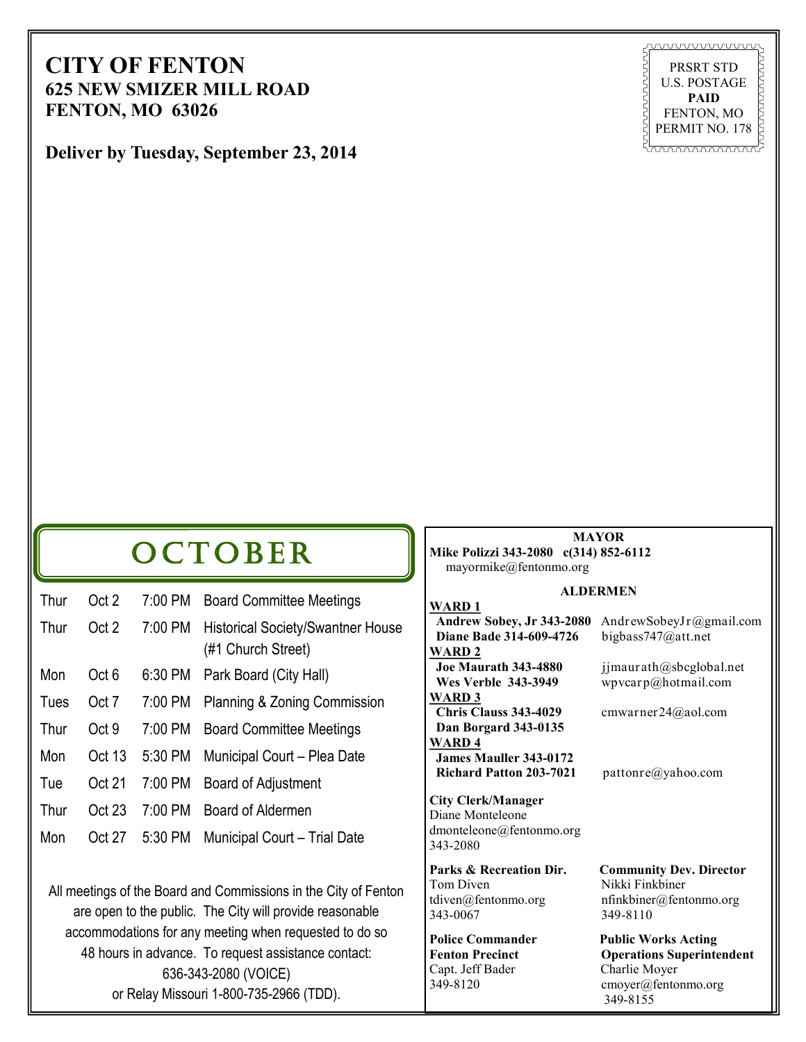# CITY OF FENTON

**625 NEW SMIZER MILL ROAD**
**FENTON, MO 63026**

PRSRT STD
U.S. POSTAGE
**PAID**
FENTON, MO
PERMIT NO. 178

**Deliver by Tuesday, September 23, 2014**

## OCTOBER

| | | | |
|---|---|---|---|
| Thur | Oct 2 | 7:00 PM | Board Committee Meetings |
| Thur | Oct 2 | 7:00 PM | Historical Society/Swantner House (#1 Church Street) |
| Mon | Oct 6 | 6:30 PM | Park Board (City Hall) |
| Tues | Oct 7 | 7:00 PM | Planning & Zoning Commission |
| Thur | Oct 9 | 7:00 PM | Board Committee Meetings |
| Mon | Oct 13 | 5:30 PM | Municipal Court – Plea Date |
| Tue | Oct 21 | 7:00 PM | Board of Adjustment |
| Thur | Oct 23 | 7:00 PM | Board of Aldermen |
| Mon | Oct 27 | 5:30 PM | Municipal Court – Trial Date |

All meetings of the Board and Commissions in the City of Fenton are open to the public. The City will provide reasonable accommodations for any meeting when requested to do so 48 hours in advance. To request assistance contact: 636-343-2080 (VOICE) or Relay Missouri 1-800-735-2966 (TDD).

**MAYOR**

**Mike Polizzi 343-2080 c(314) 852-6112**
mayormike@fentonmo.org

**ALDERMEN**

**WARD 1**
**Andrew Sobey, Jr 343-2080** AndrewSobeyJr@gmail.com
**Diane Bade 314-609-4726** bigbass747@att.net

**WARD 2**
**Joe Maurath 343-4880** jjmaurath@sbcglobal.net
**Wes Verble 343-3949** wpvcarp@hotmail.com

**WARD 3**
**Chris Clauss 343-4029** cmwarner24@aol.com
**Dan Borgard 343-0135**

**WARD 4**
**James Mauller 343-0172**
**Richard Patton 203-7021** pattonre@yahoo.com

**City Clerk/Manager**
Diane Monteleone
dmonteleone@fentonmo.org
343-2080

**Parks & Recreation Dir.**
Tom Diven
tdiven@fentonmo.org
343-0067

**Community Dev. Director**
Nikki Finkbiner
nfinkbiner@fentonmo.org
349-8110

**Police Commander**
**Fenton Precinct**
Capt. Jeff Bader
349-8120

**Public Works Acting**
**Operations Superintendent**
Charlie Moyer
cmoyer@fentonmo.org
349-8155